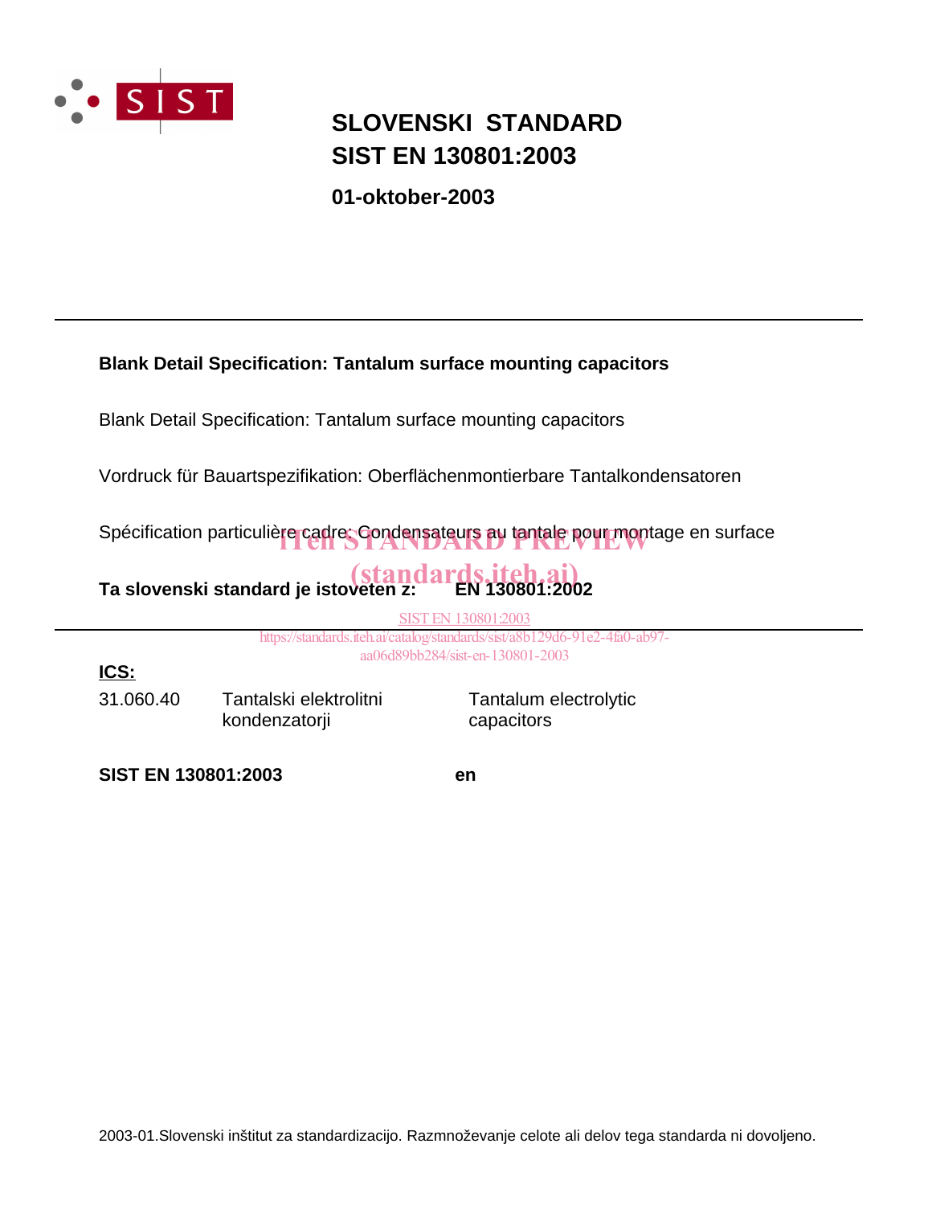# SLOVENSKI STANDARD
# SIST EN 130801:2003

**01-oktober-2003**

---

**Blank Detail Specification: Tantalum surface mounting capacitors**

Blank Detail Specification: Tantalum surface mounting capacitors

Vordruck für Bauartspezifikation: Oberflächenmontierbare Tantalkondensatoren

Spécification particulière cadre: Condensateurs au tantale pour montage en surface

iTeh STANDARD PREVIEW
(standards.iteh.ai)

**Ta slovenski standard je istoveten z: EN 130801:2002**

SIST EN 130801:2003
https://standards.iteh.ai/catalog/standards/sist/a8b129d6-91e2-4fa0-ab97-aa06d89bb284/sist-en-130801-2003

---

**ICS:**

| | | |
|---|---|---|
| 31.060.40 | Tantalski elektrolitni kondenzatorji | Tantalum electrolytic capacitors |

**SIST EN 130801:2003** **en**

2003-01.Slovenski inštitut za standardizacijo. Razmnoževanje celote ali delov tega standarda ni dovoljeno.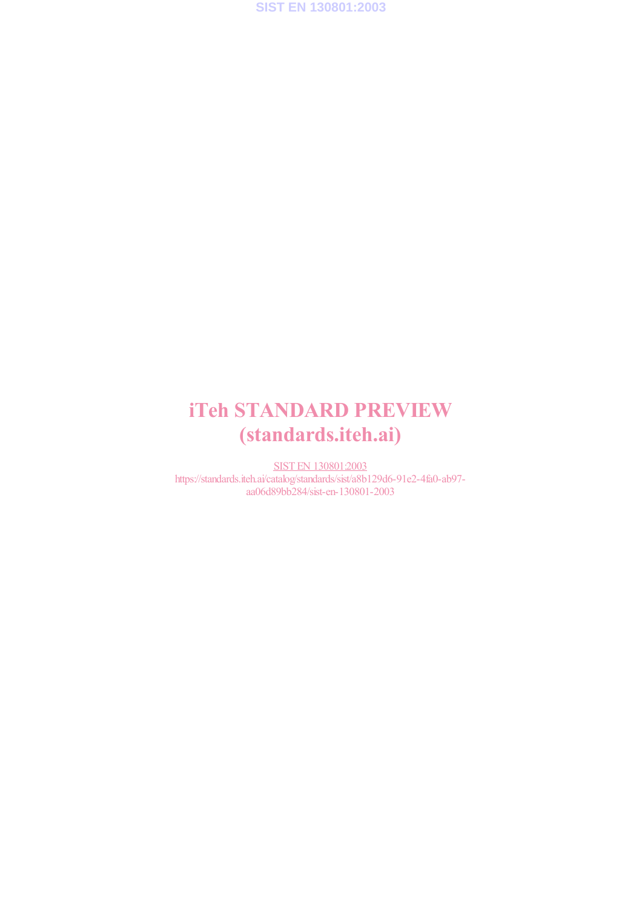iTeh STANDARD PREVIEW
(standards.iteh.ai)

SIST EN 130801:2003
https://standards.iteh.ai/catalog/standards/sist/a8b129d6-91e2-4fa0-ab97-aa06d89bb284/sist-en-130801-2003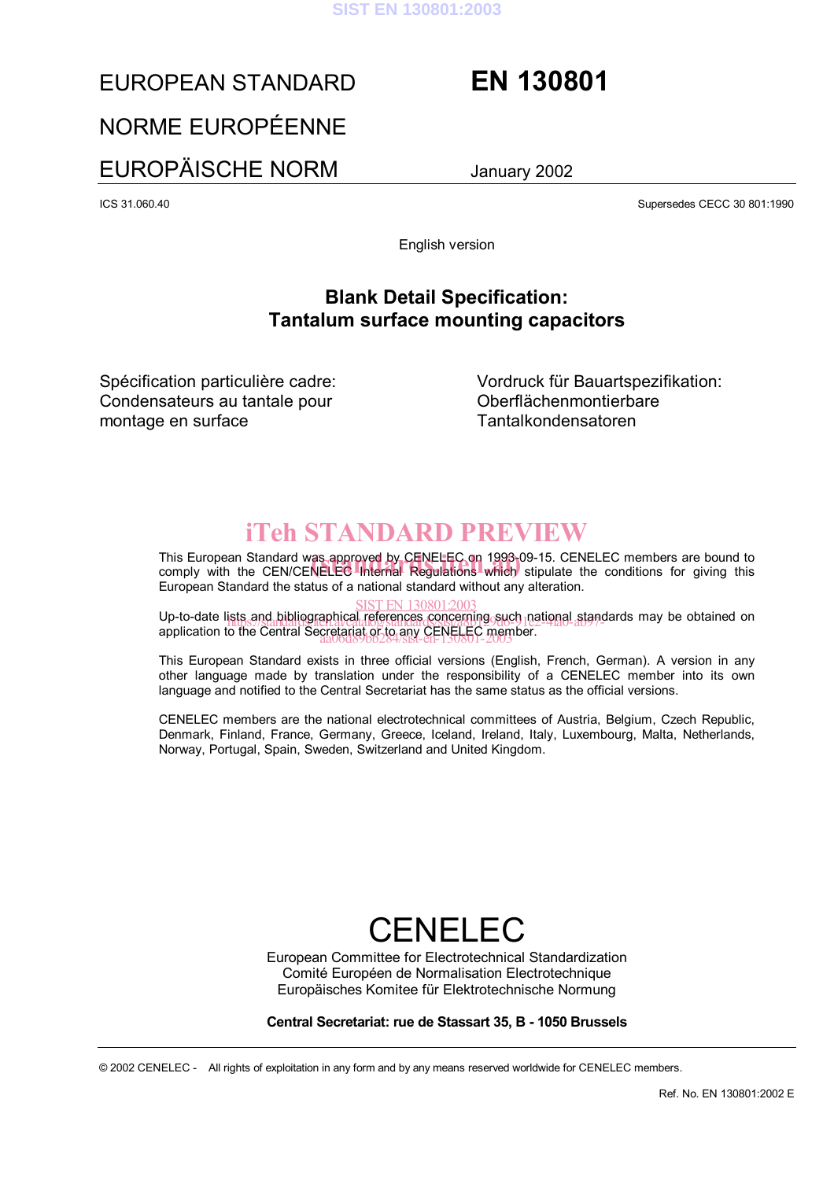# EUROPEAN STANDARD

# NORME EUROPÉENNE

# EUROPÄISCHE NORM

# EN 130801

January 2002

ICS 31.060.40

Supersedes CECC 30 801:1990

English version

## Blank Detail Specification: Tantalum surface mounting capacitors

Spécification particulière cadre: Condensateurs au tantale pour montage en surface

Vordruck für Bauartspezifikation: Oberflächenmontierbare Tantalkondensatoren

This European Standard was approved by CENELEC on 1993-09-15. CENELEC members are bound to comply with the CEN/CENELEC Internal Regulations which stipulate the conditions for giving this European Standard the status of a national standard without any alteration.

Up-to-date lists and bibliographical references concerning such national standards may be obtained on application to the Central Secretariat or to any CENELEC member.

This European Standard exists in three official versions (English, French, German). A version in any other language made by translation under the responsibility of a CENELEC member into its own language and notified to the Central Secretariat has the same status as the official versions.

CENELEC members are the national electrotechnical committees of Austria, Belgium, Czech Republic, Denmark, Finland, France, Germany, Greece, Iceland, Ireland, Italy, Luxembourg, Malta, Netherlands, Norway, Portugal, Spain, Sweden, Switzerland and United Kingdom.

# CENELEC

European Committee for Electrotechnical Standardization
Comité Européen de Normalisation Electrotechnique
Europäisches Komitee für Elektrotechnische Normung

**Central Secretariat: rue de Stassart 35, B - 1050 Brussels**

© 2002 CENELEC - All rights of exploitation in any form and by any means reserved worldwide for CENELEC members.

Ref. No. EN 130801:2002 E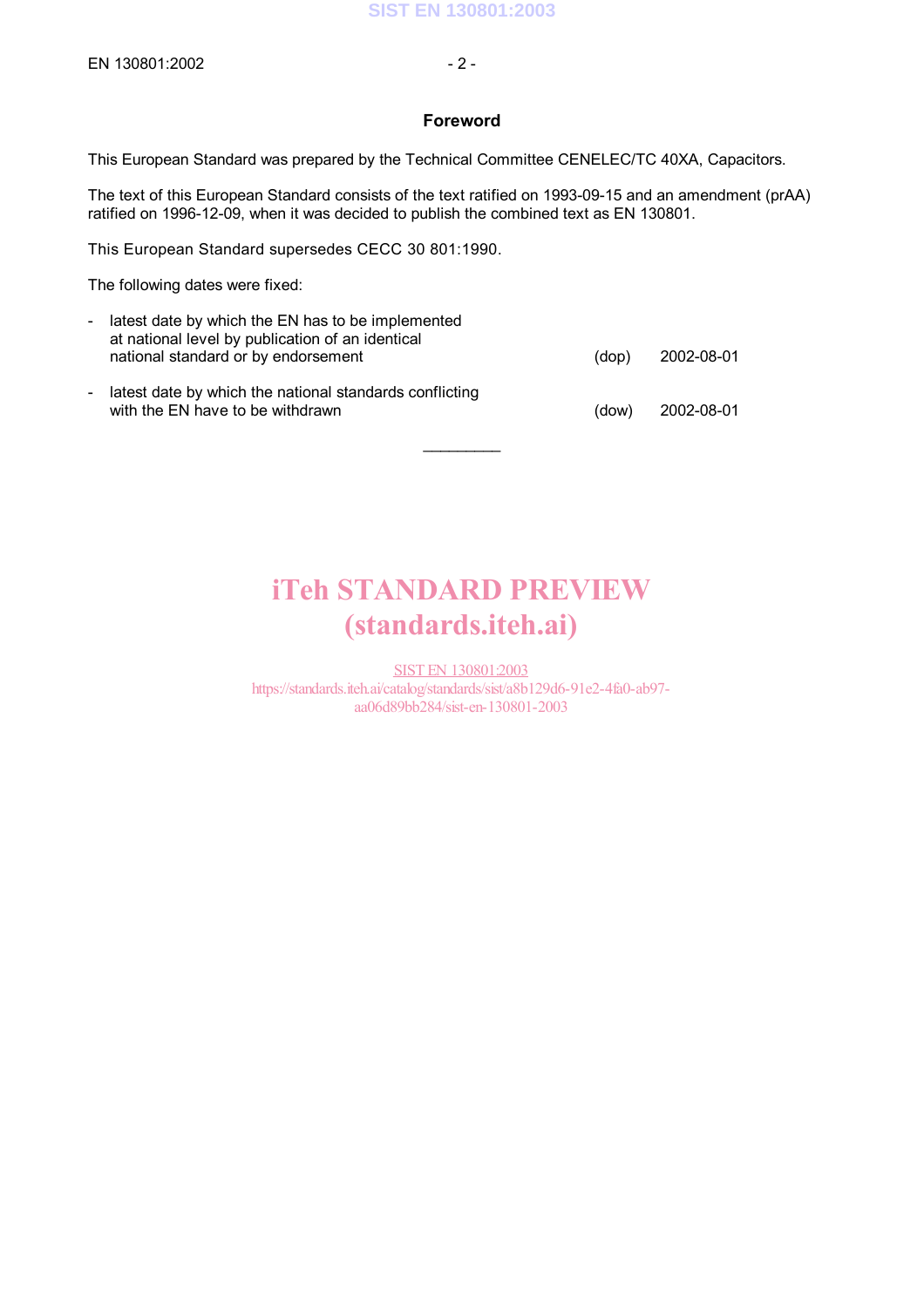## Foreword

This European Standard was prepared by the Technical Committee CENELEC/TC 40XA, Capacitors.

The text of this European Standard consists of the text ratified on 1993-09-15 and an amendment (prAA) ratified on 1996-12-09, when it was decided to publish the combined text as EN 130801.

This European Standard supersedes CECC 30 801:1990.

The following dates were fixed:

- latest date by which the EN has to be implemented at national level by publication of an identical national standard or by endorsement (dop) 2002-08-01
- latest date by which the national standards conflicting with the EN have to be withdrawn (dow) 2002-08-01

---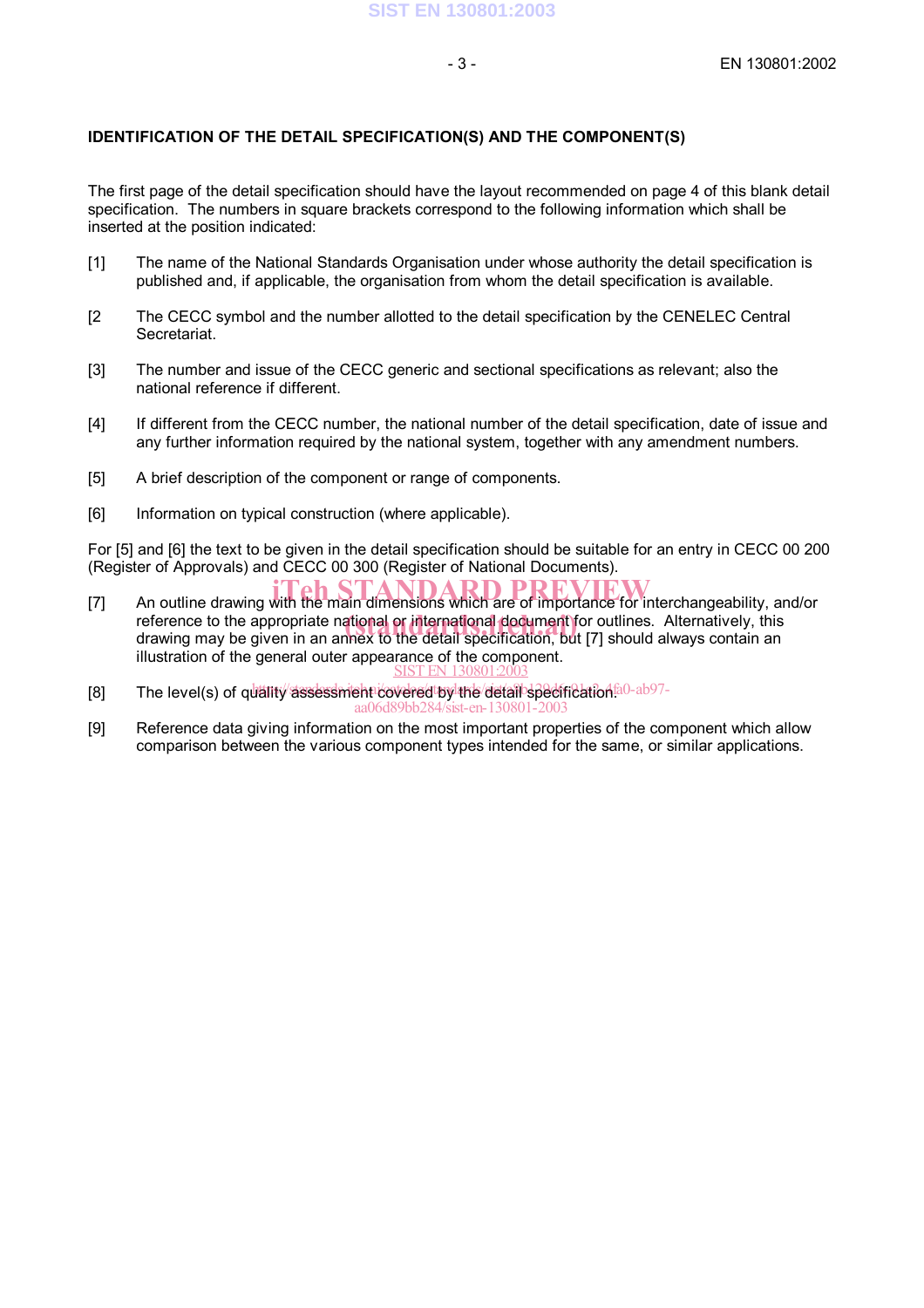## IDENTIFICATION OF THE DETAIL SPECIFICATION(S) AND THE COMPONENT(S)

The first page of the detail specification should have the layout recommended on page 4 of this blank detail specification. The numbers in square brackets correspond to the following information which shall be inserted at the position indicated:

[1] The name of the National Standards Organisation under whose authority the detail specification is published and, if applicable, the organisation from whom the detail specification is available.

[2 The CECC symbol and the number allotted to the detail specification by the CENELEC Central Secretariat.

[3] The number and issue of the CECC generic and sectional specifications as relevant; also the national reference if different.

[4] If different from the CECC number, the national number of the detail specification, date of issue and any further information required by the national system, together with any amendment numbers.

[5] A brief description of the component or range of components.

[6] Information on typical construction (where applicable).

For [5] and [6] the text to be given in the detail specification should be suitable for an entry in CECC 00 200 (Register of Approvals) and CECC 00 300 (Register of National Documents).

[7] An outline drawing with the main dimensions which are of importance for interchangeability, and/or reference to the appropriate national or international document for outlines. Alternatively, this drawing may be given in an annex to the detail specification, but [7] should always contain an illustration of the general outer appearance of the component.

[8] The level(s) of quality assessment covered by the detail specification.

[9] Reference data giving information on the most important properties of the component which allow comparison between the various component types intended for the same, or similar applications.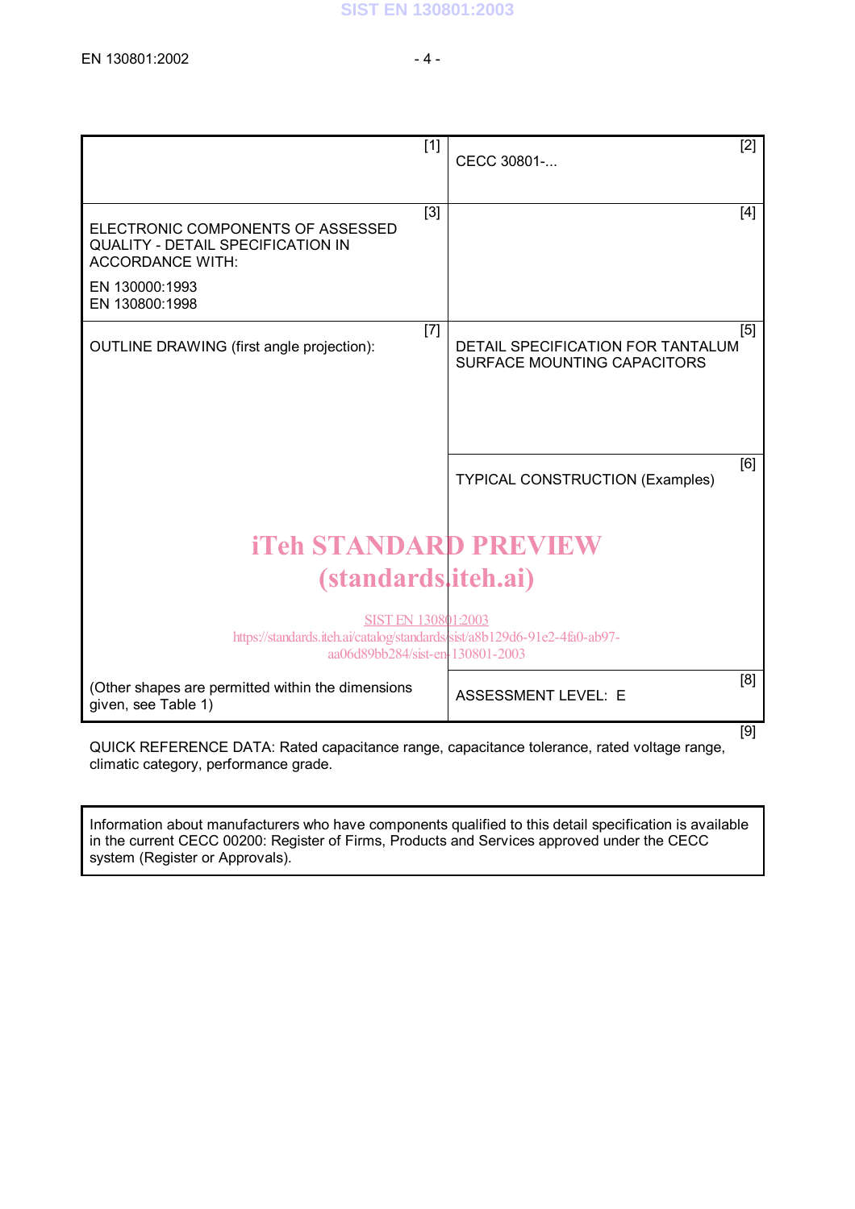| [1] | [2] CECC 30801-... |
|---|---|
| [3] ELECTRONIC COMPONENTS OF ASSESSED QUALITY - DETAIL SPECIFICATION IN ACCORDANCE WITH: EN 130000:1993 EN 130800:1998 | [4] |
| [7] OUTLINE DRAWING (first angle projection): | [5] DETAIL SPECIFICATION FOR TANTALUM SURFACE MOUNTING CAPACITORS |
| | [6] TYPICAL CONSTRUCTION (Examples) |
| (Other shapes are permitted within the dimensions given, see Table 1) | [8] ASSESSMENT LEVEL: E |

[9]

QUICK REFERENCE DATA: Rated capacitance range, capacitance tolerance, rated voltage range, climatic category, performance grade.

Information about manufacturers who have components qualified to this detail specification is available in the current CECC 00200: Register of Firms, Products and Services approved under the CECC system (Register or Approvals).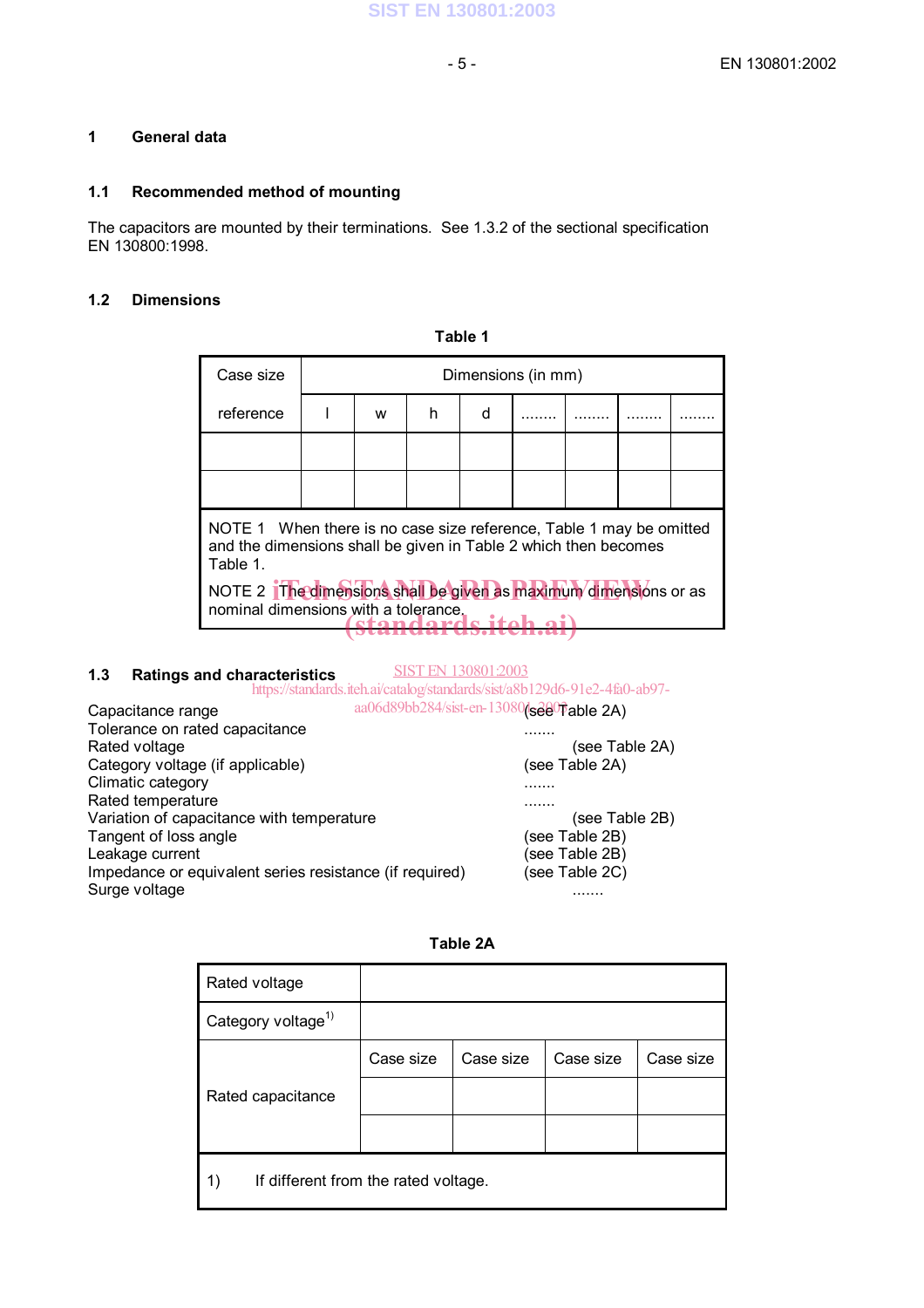# 1 General data

## 1.1 Recommended method of mounting

The capacitors are mounted by their terminations. See 1.3.2 of the sectional specification EN 130800:1998.

## 1.2 Dimensions

**Table 1**

| Case size reference | Dimensions (in mm) | | | | | | | |
|---|---|---|---|---|---|---|---|---|
| | l | w | h | d | ........ | ........ | ........ | ........ |
| | | | | | | | | |
| | | | | | | | | |

NOTE 1 When there is no case size reference, Table 1 may be omitted and the dimensions shall be given in Table 2 which then becomes Table 1.

NOTE 2 The dimensions shall be given as maximum dimensions or as nominal dimensions with a tolerance.

## 1.3 Ratings and characteristics

| | |
|---|---|
| Capacitance range | (see Table 2A) |
| Tolerance on rated capacitance | ....... |
| Rated voltage | (see Table 2A) |
| Category voltage (if applicable) | (see Table 2A) |
| Climatic category | ....... |
| Rated temperature | ....... |
| Variation of capacitance with temperature | (see Table 2B) |
| Tangent of loss angle | (see Table 2B) |
| Leakage current | (see Table 2B) |
| Impedance or equivalent series resistance (if required) | (see Table 2C) |
| Surge voltage | ....... |

**Table 2A**

| Rated voltage | | | | |
|---|---|---|---|---|
| Category voltage[1] | | | | |
| Rated capacitance | Case size | Case size | Case size | Case size |
| | | | | |
| | | | | |

1) If different from the rated voltage.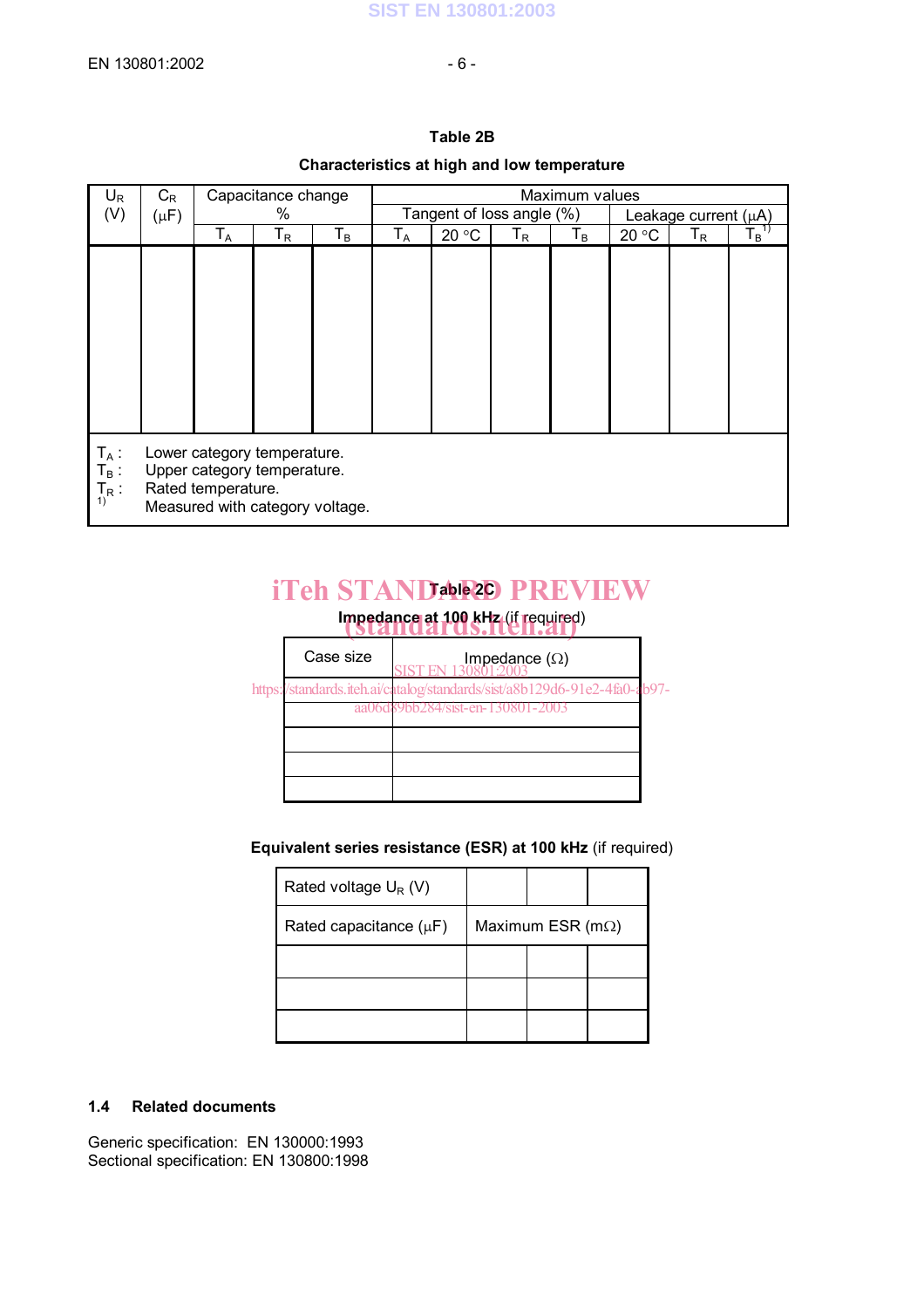**Table 2B**

**Characteristics at high and low temperature**

| $U_R$ (V) | $C_R$ (µF) | Capacitance change % | | | Maximum values | | | | | | |
|---|---|---|---|---|---|---|---|---|---|---|---|
| | | | | | Tangent of loss angle (%) | | | | Leakage current (µA) | | |
| | | $T_A$ | $T_R$ | $T_B$ | $T_A$ | 20 °C | $T_R$ | $T_B$ | 20 °C | $T_R$ | $T_B$ [1)] |
| | | | | | | | | | | | |

$T_A$ : Lower category temperature.
$T_B$ : Upper category temperature.
$T_R$ : Rated temperature.
[1)] Measured with category voltage.

**Table 2C**

**Impedance at 100 kHz** (if required)

| Case size | Impedance (Ω) |
|---|---|
| | |
| | |
| | |
| | |
| | |

**Equivalent series resistance (ESR) at 100 kHz** (if required)

| Rated voltage $U_R$ (V) | | | |
|---|---|---|---|
| Rated capacitance (µF) | Maximum ESR (mΩ) | | |
| | | | |
| | | | |
| | | | |

### 1.4 Related documents

Generic specification: EN 130000:1993
Sectional specification: EN 130800:1998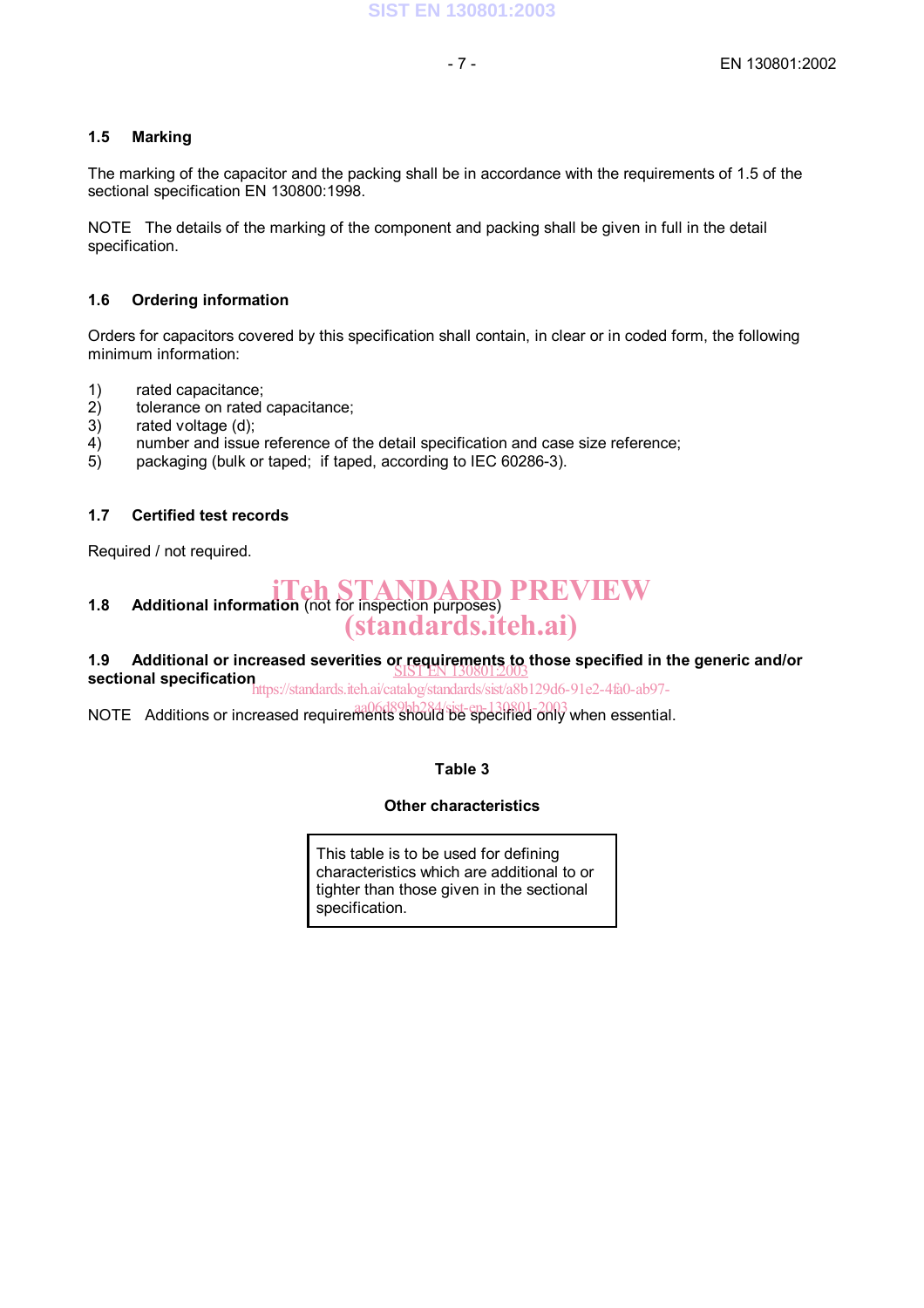### 1.5 Marking

The marking of the capacitor and the packing shall be in accordance with the requirements of 1.5 of the sectional specification EN 130800:1998.

NOTE The details of the marking of the component and packing shall be given in full in the detail specification.

### 1.6 Ordering information

Orders for capacitors covered by this specification shall contain, in clear or in coded form, the following minimum information:

1) rated capacitance;
2) tolerance on rated capacitance;
3) rated voltage (d);
4) number and issue reference of the detail specification and case size reference;
5) packaging (bulk or taped; if taped, according to IEC 60286-3).

### 1.7 Certified test records

Required / not required.

### 1.8 Additional information (not for inspection purposes)

### 1.9 Additional or increased severities or requirements to those specified in the generic and/or sectional specification

NOTE Additions or increased requirements should be specified only when essential.

**Table 3**

**Other characteristics**

| |
|---|
| This table is to be used for defining characteristics which are additional to or tighter than those given in the sectional specification. |